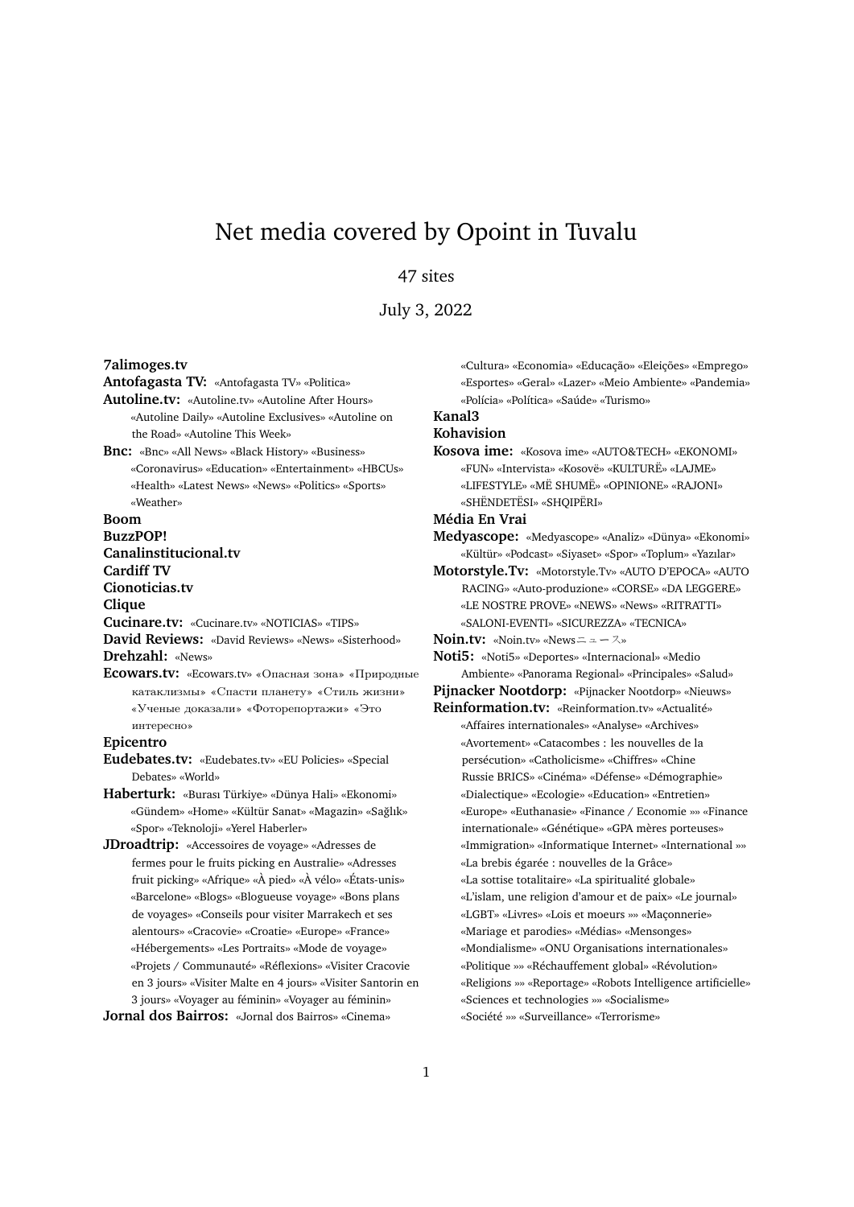# Net media covered by Opoint in Tuvalu

47 sites

July 3, 2022

**7alimoges.tv**

**Antofagasta TV:** «Antofagasta TV» «Politica»

**Autoline.tv:** «Autoline.tv» «Autoline After Hours» «Autoline Daily» «Autoline Exclusives» «Autoline on the Road» «Autoline This Week»

**Bnc:** «Bnc» «All News» «Black History» «Business» «Coronavirus» «Education» «Entertainment» «HBCUs» «Health» «Latest News» «News» «Politics» «Sports» «Weather»

**Boom**

**BuzzPOP!**

**Canalinstitucional.tv**

**Cardiff TV**

**Cionoticias.tv**

**Clique**

**Cucinare.tv:** «Cucinare.tv» «NOTICIAS» «TIPS»

**David Reviews:** «David Reviews» «News» «Sisterhood»

**Drehzahl:** «News»

**Ecowars.tv:** «Ecowars.tv» «Опасная зона» «Природные катаклизмы» «Спасти планету» «Стиль жизни» «Ученые доказали» «Фоторепортажи» «Это интересно»

**Epicentro**

**Eudebates.tv:** «Eudebates.tv» «EU Policies» «Special Debates» «World»

**Haberturk:** «Burası Türkiye» «Dünya Hali» «Ekonomi» «Gündem» «Home» «Kültür Sanat» «Magazin» «Sağlık» «Spor» «Teknoloji» «Yerel Haberler»

**JDroadtrip:** «Accessoires de voyage» «Adresses de fermes pour le fruits picking en Australie» «Adresses fruit picking» «Afrique» «À pied» «À vélo» «États-unis» «Barcelone» «Blogs» «Blogueuse voyage» «Bons plans de voyages» «Conseils pour visiter Marrakech et ses alentours» «Cracovie» «Croatie» «Europe» «France» «Hébergements» «Les Portraits» «Mode de voyage» «Projets / Communauté» «Réflexions» «Visiter Cracovie en 3 jours» «Visiter Malte en 4 jours» «Visiter Santorin en 3 jours» «Voyager au féminin» «Voyager au féminin»

**Jornal dos Bairros:** «Jornal dos Bairros» «Cinema» «Cultura» «Economia» «Educação» «Eleições» «Emprego» «Esportes» «Geral» «Lazer» «Meio Ambiente» «Pandemia» «Polícia» «Política» «Saúde» «Turismo»

**Kanal3**

**Kohavision**

**Kosova ime:** «Kosova ime» «AUTO&TECH» «EKONOMI» «FUN» «Intervista» «Kosovë» «KULTURË» «LAJME» «LIFESTYLE» «MË SHUMË» «OPINIONE» «RAJONI» «SHËNDETËSI» «SHQIPËRI»

**Média En Vrai**

**Medyascope:** «Medyascope» «Analiz» «Dünya» «Ekonomi» «Kültür» «Podcast» «Siyaset» «Spor» «Toplum» «Yazılar»

**Motorstyle.Tv:** «Motorstyle.Tv» «AUTO D'EPOCA» «AUTO RACING» «Auto-produzione» «CORSE» «DA LEGGERE» «LE NOSTRE PROVE» «NEWS» «News» «RITRATTI» «SALONI-EVENTI» «SICUREZZA» «TECNICA»

**Noin.tv:** «Noin.tv» «Newsニュース»

**Noti5:** «Noti5» «Deportes» «Internacional» «Medio Ambiente» «Panorama Regional» «Principales» «Salud»

**Pijnacker Nootdorp:** «Pijnacker Nootdorp» «Nieuws»

**Reinformation.tv:** «Reinformation.tv» «Actualité» «Affaires internationales» «Analyse» «Archives» «Avortement» «Catacombes : les nouvelles de la persécution» «Catholicisme» «Chiffres» «Chine Russie BRICS» «Cinéma» «Défense» «Démographie» «Dialectique» «Ecologie» «Education» «Entretien» «Europe» «Euthanasie» «Finance / Economie »» «Finance internationale» «Génétique» «GPA mères porteuses» «Immigration» «Informatique Internet» «International »» «La brebis égarée : nouvelles de la Grâce» «La sottise totalitaire» «La spiritualité globale» «L'islam, une religion d'amour et de paix» «Le journal» «LGBT» «Livres» «Lois et moeurs »» «Maçonnerie» «Mariage et parodies» «Médias» «Mensonges» «Mondialisme» «ONU Organisations internationales» «Politique »» «Réchauffement global» «Révolution» «Religions »» «Reportage» «Robots Intelligence artificielle» «Sciences et technologies »» «Socialisme» «Société »» «Surveillance» «Terrorisme»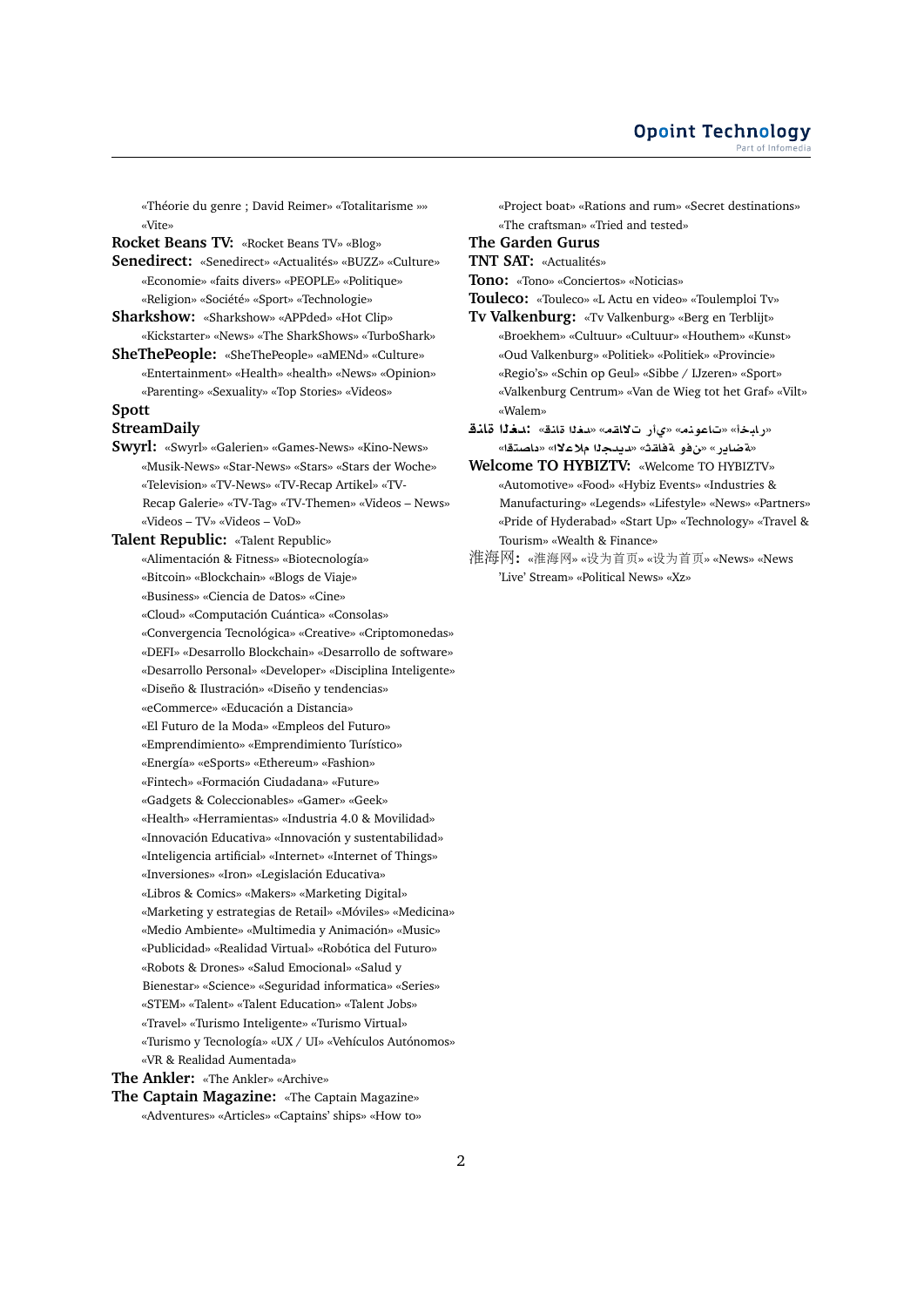«Théorie du genre ; David Reimer» «Totalitarisme »» «Vite»

**Rocket Beans TV:** «Rocket Beans TV» «Blog»

**Senedirect:** «Senedirect» «Actualités» «BUZZ» «Culture» «Economie» «faits divers» «PEOPLE» «Politique» «Religion» «Société» «Sport» «Technologie»

**Sharkshow:** «Sharkshow» «APPded» «Hot Clip» «Kickstarter» «News» «The SharkShows» «TurboShark»

**SheThePeople:** «SheThePeople» «aMENd» «Culture» «Entertainment» «Health» «health» «News» «Opinion» «Parenting» «Sexuality» «Top Stories» «Videos»

**Spott**

**StreamDaily**

**Swyrl:** «Swyrl» «Galerien» «Games-News» «Kino-News» «Musik-News» «Star-News» «Stars» «Stars der Woche» «Television» «TV-News» «TV-Recap Artikel» «TV-Recap Galerie» «TV-Tag» «TV-Themen» «Videos – News» «Videos – TV» «Videos – VoD»

**Talent Republic:** «Talent Republic» «Alimentación & Fitness» «Biotecnología» «Bitcoin» «Blockchain» «Blogs de Viaje» «Business» «Ciencia de Datos» «Cine» «Cloud» «Computación Cuántica» «Consolas» «Convergencia Tecnológica» «Creative» «Criptomonedas» «DEFI» «Desarrollo Blockchain» «Desarrollo de software» «Desarrollo Personal» «Developer» «Disciplina Inteligente» «Diseño & Ilustración» «Diseño y tendencias» «eCommerce» «Educación a Distancia» «El Futuro de la Moda» «Empleos del Futuro» «Emprendimiento» «Emprendimiento Turístico» «Energía» «eSports» «Ethereum» «Fashion» «Fintech» «Formación Ciudadana» «Future» «Gadgets & Coleccionables» «Gamer» «Geek» «Health» «Herramientas» «Industria 4.0 & Movilidad» «Innovación Educativa» «Innovación y sustentabilidad» «Inteligencia artificial» «Internet» «Internet of Things» «Inversiones» «Iron» «Legislación Educativa» «Libros & Comics» «Makers» «Marketing Digital» «Marketing y estrategias de Retail» «Móviles» «Medicina» «Medio Ambiente» «Multimedia y Animación» «Music» «Publicidad» «Realidad Virtual» «Robótica del Futuro» «Robots & Drones» «Salud Emocional» «Salud y Bienestar» «Science» «Seguridad informatica» «Series» «STEM» «Talent» «Talent Education» «Talent Jobs» «Travel» «Turismo Inteligente» «Turismo Virtual» «Turismo y Tecnología» «UX / UI» «Vehículos Autónomos» «VR & Realidad Aumentada»

**The Ankler:** «The Ankler» «Archive»

**The Captain Magazine:** «The Captain Magazine» «Adventures» «Articles» «Captains' ships» «How to» «Project boat» «Rations and rum» «Secret destinations» «The craftsman» «Tried and tested»

**The Garden Gurus**

**TNT SAT:** «Actualités»

**Tono:** «Tono» «Conciertos» «Noticias»

**Touleco:** «Touleco» «L Actu en video» «Toulemploi Tv»

**Tv Valkenburg:** «Tv Valkenburg» «Berg en Terblijt» «Broekhem» «Cultuur» «Cultuur» «Houthem» «Kunst» «Oud Valkenburg» «Politiek» «Politiek» «Provincie» «Regio's» «Schin op Geul» «Sibbe / IJzeren» «Sport» «Valkenburg Centrum» «Van de Wieg tot het Graf» «Vilt» «Walem»

**قناة الغد:** «قناة الغد» «مقالات رأي» «منوعات» «أخبار» «اقتصاد» «الاعلام الجديد» «ثقافة وفن» «رياضة»

**Welcome TO HYBIZTV:** «Welcome TO HYBIZTV» «Automotive» «Food» «Hybiz Events» «Industries & Manufacturing» «Legends» «Lifestyle» «News» «Partners» «Pride of Hyderabad» «Start Up» «Technology» «Travel & Tourism» «Wealth & Finance»

**淮海网:** «淮海网» «设为首页» «设为首页» «News» «News 'Live' Stream» «Political News» «Xz»